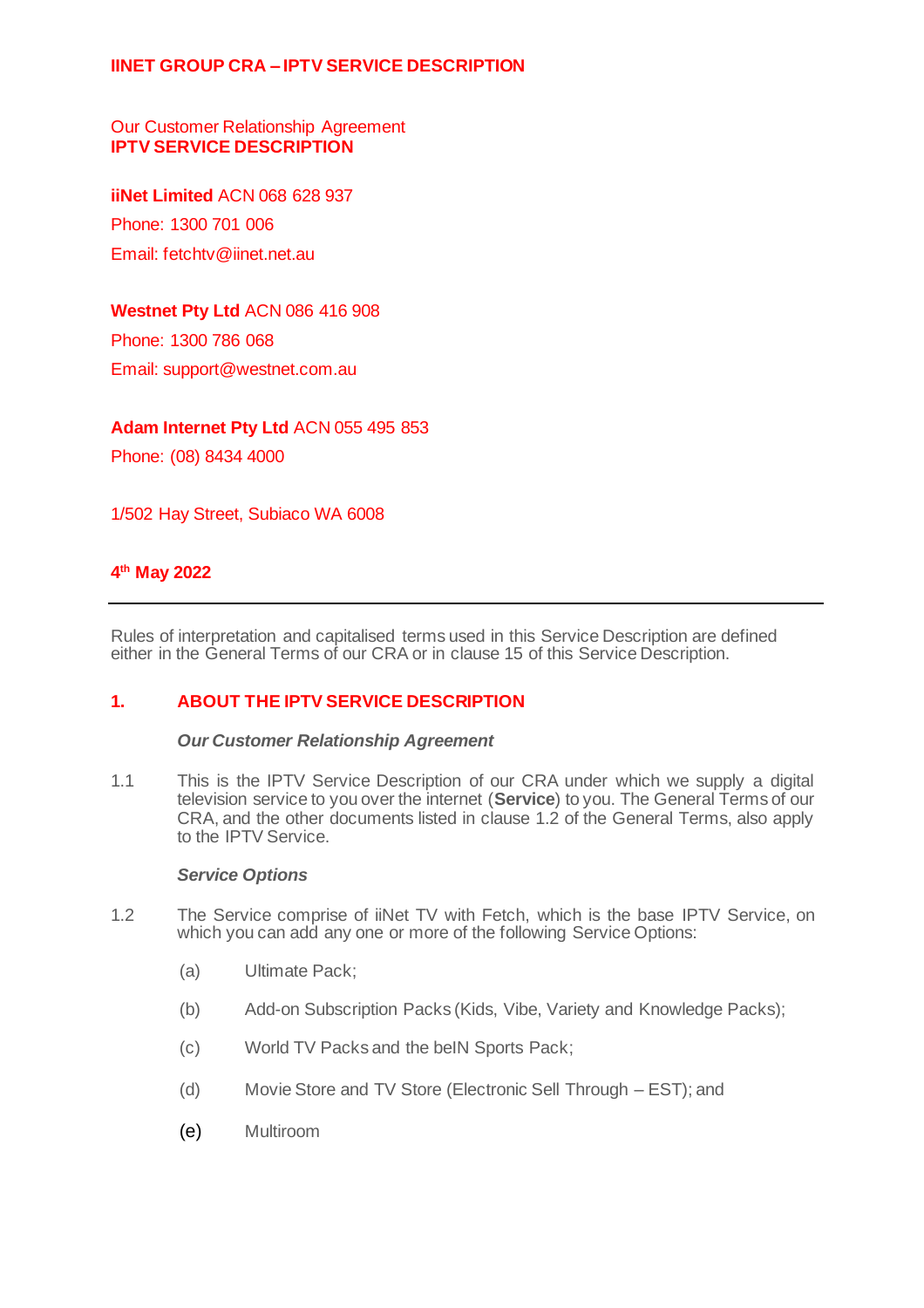# IINET GROUP CRA – IPTV SERVICE DESCRIPTION

Our Customer Relationship Agreement
**IPTV SERVICE DESCRIPTION**

**iiNet Limited** ACN 068 628 937
Phone: 1300 701 006
Email: fetchtv@iinet.net.au

**Westnet Pty Ltd** ACN 086 416 908
Phone: 1300 786 068
Email: support@westnet.com.au

**Adam Internet Pty Ltd** ACN 055 495 853
Phone: (08) 8434 4000

1/502 Hay Street, Subiaco WA 6008

**4th May 2022**

---

Rules of interpretation and capitalised terms used in this Service Description are defined either in the General Terms of our CRA or in clause 15 of this Service Description.

## 1. ABOUT THE IPTV SERVICE DESCRIPTION

***Our Customer Relationship Agreement***

1.1 This is the IPTV Service Description of our CRA under which we supply a digital television service to you over the internet (**Service**) to you. The General Terms of our CRA, and the other documents listed in clause 1.2 of the General Terms, also apply to the IPTV Service.

***Service Options***

1.2 The Service comprise of iiNet TV with Fetch, which is the base IPTV Service, on which you can add any one or more of the following Service Options:

(a) Ultimate Pack;

(b) Add-on Subscription Packs (Kids, Vibe, Variety and Knowledge Packs);

(c) World TV Packs and the beIN Sports Pack;

(d) Movie Store and TV Store (Electronic Sell Through – EST); and

(e) Multiroom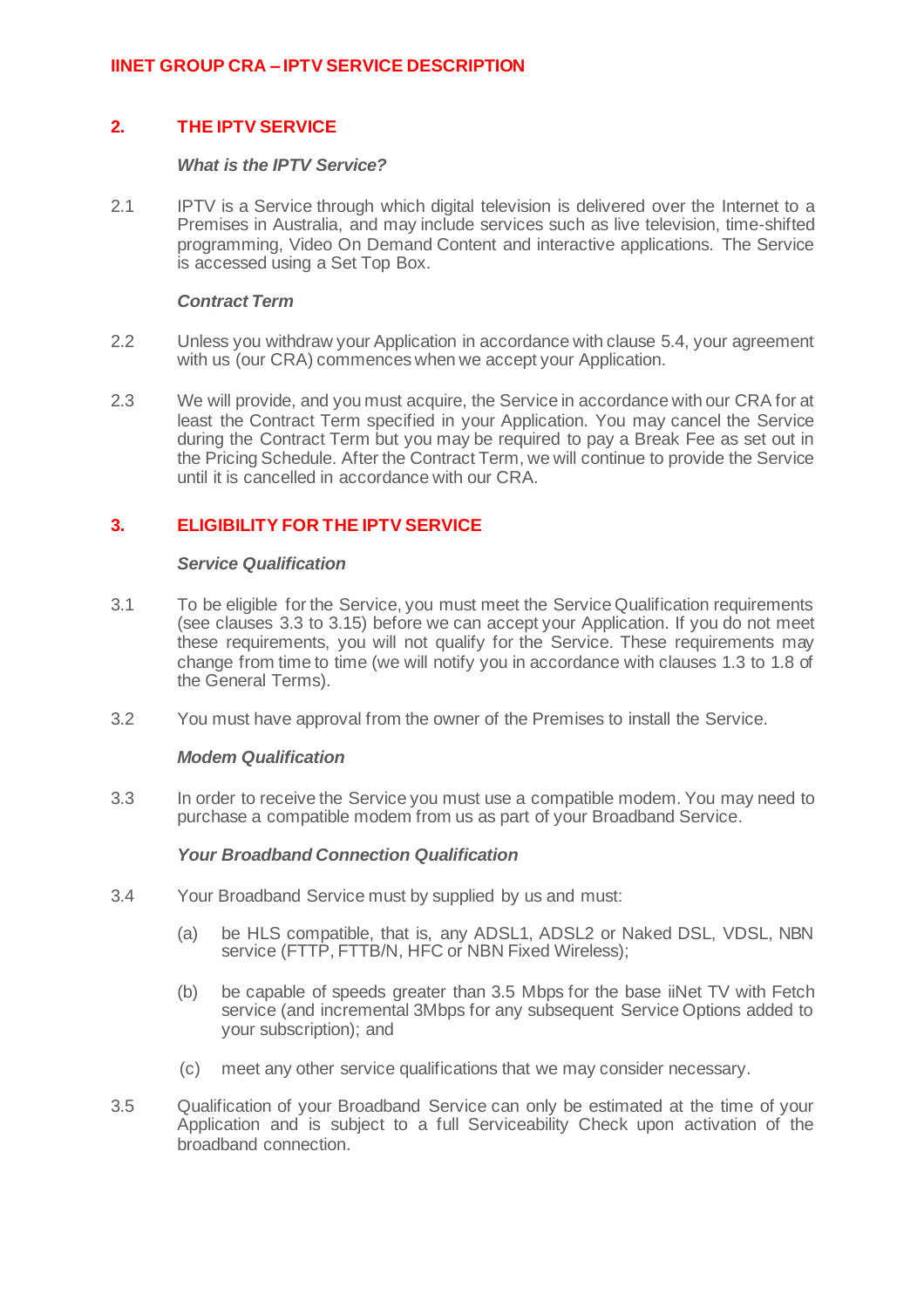## 2. THE IPTV SERVICE

***What is the IPTV Service?***

2.1 IPTV is a Service through which digital television is delivered over the Internet to a Premises in Australia, and may include services such as live television, time-shifted programming, Video On Demand Content and interactive applications. The Service is accessed using a Set Top Box.

***Contract Term***

2.2 Unless you withdraw your Application in accordance with clause 5.4, your agreement with us (our CRA) commences when we accept your Application.

2.3 We will provide, and you must acquire, the Service in accordance with our CRA for at least the Contract Term specified in your Application. You may cancel the Service during the Contract Term but you may be required to pay a Break Fee as set out in the Pricing Schedule. After the Contract Term, we will continue to provide the Service until it is cancelled in accordance with our CRA.

## 3. ELIGIBILITY FOR THE IPTV SERVICE

***Service Qualification***

3.1 To be eligible for the Service, you must meet the Service Qualification requirements (see clauses 3.3 to 3.15) before we can accept your Application. If you do not meet these requirements, you will not qualify for the Service. These requirements may change from time to time (we will notify you in accordance with clauses 1.3 to 1.8 of the General Terms).

3.2 You must have approval from the owner of the Premises to install the Service.

***Modem Qualification***

3.3 In order to receive the Service you must use a compatible modem. You may need to purchase a compatible modem from us as part of your Broadband Service.

***Your Broadband Connection Qualification***

3.4 Your Broadband Service must by supplied by us and must:

(a) be HLS compatible, that is, any ADSL1, ADSL2 or Naked DSL, VDSL, NBN service (FTTP, FTTB/N, HFC or NBN Fixed Wireless);

(b) be capable of speeds greater than 3.5 Mbps for the base iiNet TV with Fetch service (and incremental 3Mbps for any subsequent Service Options added to your subscription); and

(c) meet any other service qualifications that we may consider necessary.

3.5 Qualification of your Broadband Service can only be estimated at the time of your Application and is subject to a full Serviceability Check upon activation of the broadband connection.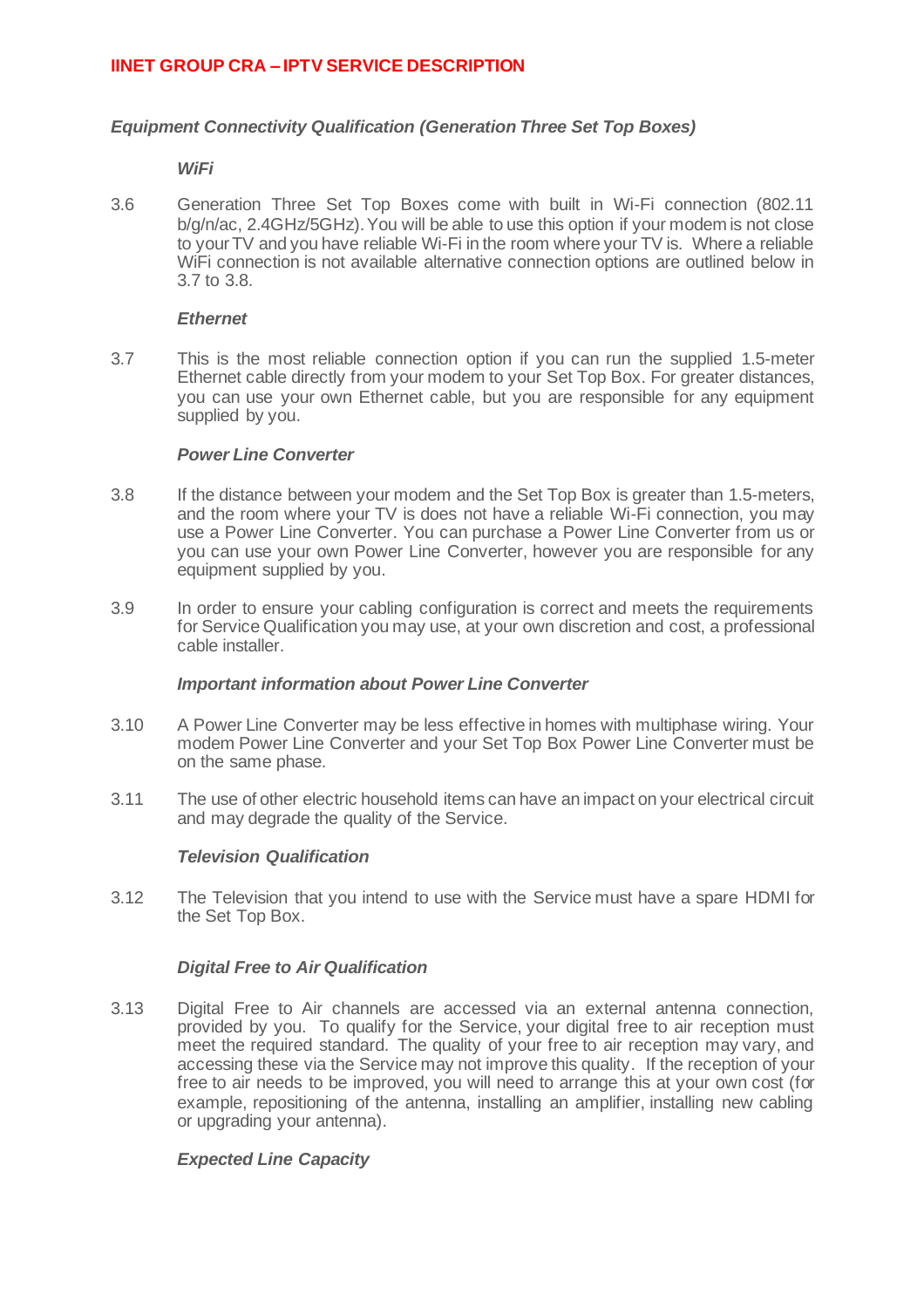### *Equipment Connectivity Qualification (Generation Three Set Top Boxes)*

***WiFi***

3.6 Generation Three Set Top Boxes come with built in Wi-Fi connection (802.11 b/g/n/ac, 2.4GHz/5GHz). You will be able to use this option if your modem is not close to your TV and you have reliable Wi-Fi in the room where your TV is. Where a reliable WiFi connection is not available alternative connection options are outlined below in 3.7 to 3.8.

***Ethernet***

3.7 This is the most reliable connection option if you can run the supplied 1.5-meter Ethernet cable directly from your modem to your Set Top Box. For greater distances, you can use your own Ethernet cable, but you are responsible for any equipment supplied by you.

***Power Line Converter***

3.8 If the distance between your modem and the Set Top Box is greater than 1.5-meters, and the room where your TV is does not have a reliable Wi-Fi connection, you may use a Power Line Converter. You can purchase a Power Line Converter from us or you can use your own Power Line Converter, however you are responsible for any equipment supplied by you.

3.9 In order to ensure your cabling configuration is correct and meets the requirements for Service Qualification you may use, at your own discretion and cost, a professional cable installer.

***Important information about Power Line Converter***

3.10 A Power Line Converter may be less effective in homes with multiphase wiring. Your modem Power Line Converter and your Set Top Box Power Line Converter must be on the same phase.

3.11 The use of other electric household items can have an impact on your electrical circuit and may degrade the quality of the Service.

***Television Qualification***

3.12 The Television that you intend to use with the Service must have a spare HDMI for the Set Top Box.

***Digital Free to Air Qualification***

3.13 Digital Free to Air channels are accessed via an external antenna connection, provided by you. To qualify for the Service, your digital free to air reception must meet the required standard. The quality of your free to air reception may vary, and accessing these via the Service may not improve this quality. If the reception of your free to air needs to be improved, you will need to arrange this at your own cost (for example, repositioning of the antenna, installing an amplifier, installing new cabling or upgrading your antenna).

***Expected Line Capacity***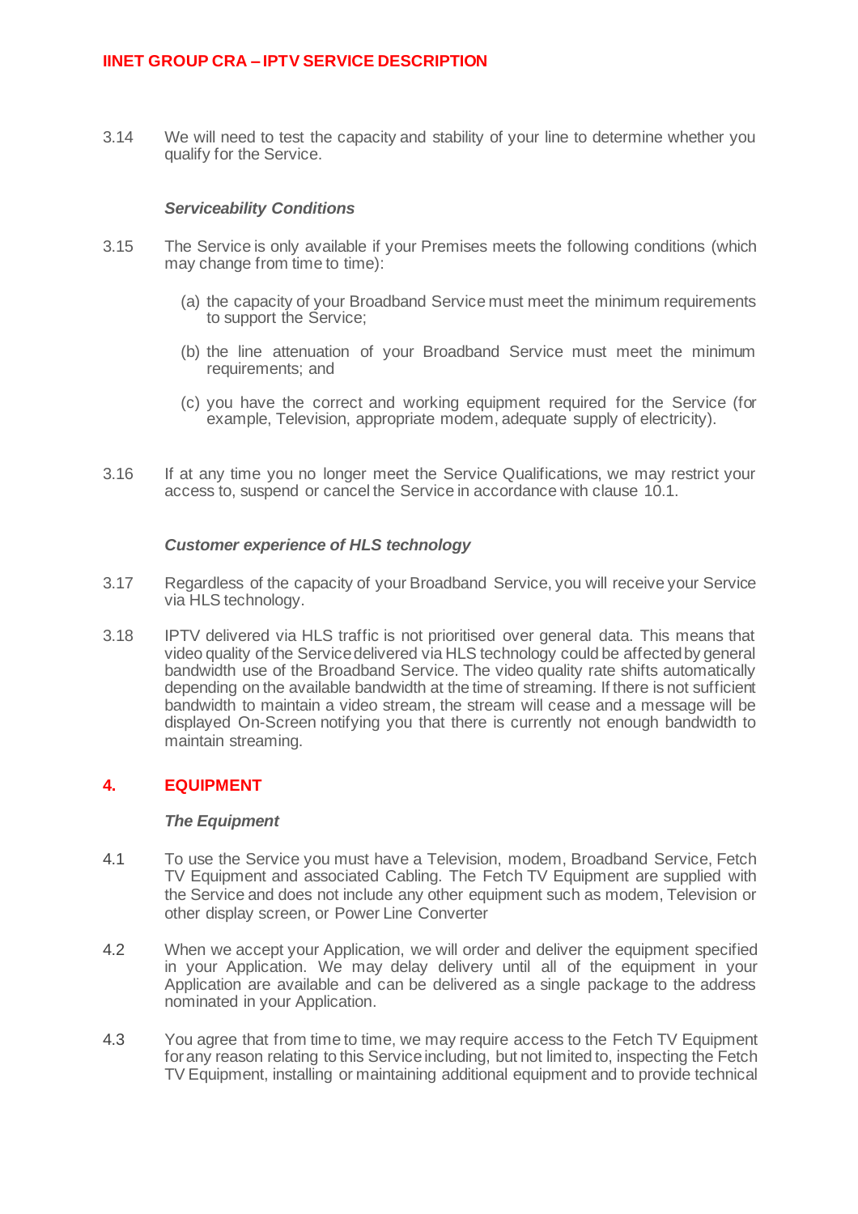3.14 We will need to test the capacity and stability of your line to determine whether you qualify for the Service.

***Serviceability Conditions***

3.15 The Service is only available if your Premises meets the following conditions (which may change from time to time):

(a) the capacity of your Broadband Service must meet the minimum requirements to support the Service;

(b) the line attenuation of your Broadband Service must meet the minimum requirements; and

(c) you have the correct and working equipment required for the Service (for example, Television, appropriate modem, adequate supply of electricity).

3.16 If at any time you no longer meet the Service Qualifications, we may restrict your access to, suspend or cancel the Service in accordance with clause 10.1.

***Customer experience of HLS technology***

3.17 Regardless of the capacity of your Broadband Service, you will receive your Service via HLS technology.

3.18 IPTV delivered via HLS traffic is not prioritised over general data. This means that video quality of the Service delivered via HLS technology could be affected by general bandwidth use of the Broadband Service. The video quality rate shifts automatically depending on the available bandwidth at the time of streaming. If there is not sufficient bandwidth to maintain a video stream, the stream will cease and a message will be displayed On-Screen notifying you that there is currently not enough bandwidth to maintain streaming.

## 4. EQUIPMENT

***The Equipment***

4.1 To use the Service you must have a Television, modem, Broadband Service, Fetch TV Equipment and associated Cabling. The Fetch TV Equipment are supplied with the Service and does not include any other equipment such as modem, Television or other display screen, or Power Line Converter

4.2 When we accept your Application, we will order and deliver the equipment specified in your Application. We may delay delivery until all of the equipment in your Application are available and can be delivered as a single package to the address nominated in your Application.

4.3 You agree that from time to time, we may require access to the Fetch TV Equipment for any reason relating to this Service including, but not limited to, inspecting the Fetch TV Equipment, installing or maintaining additional equipment and to provide technical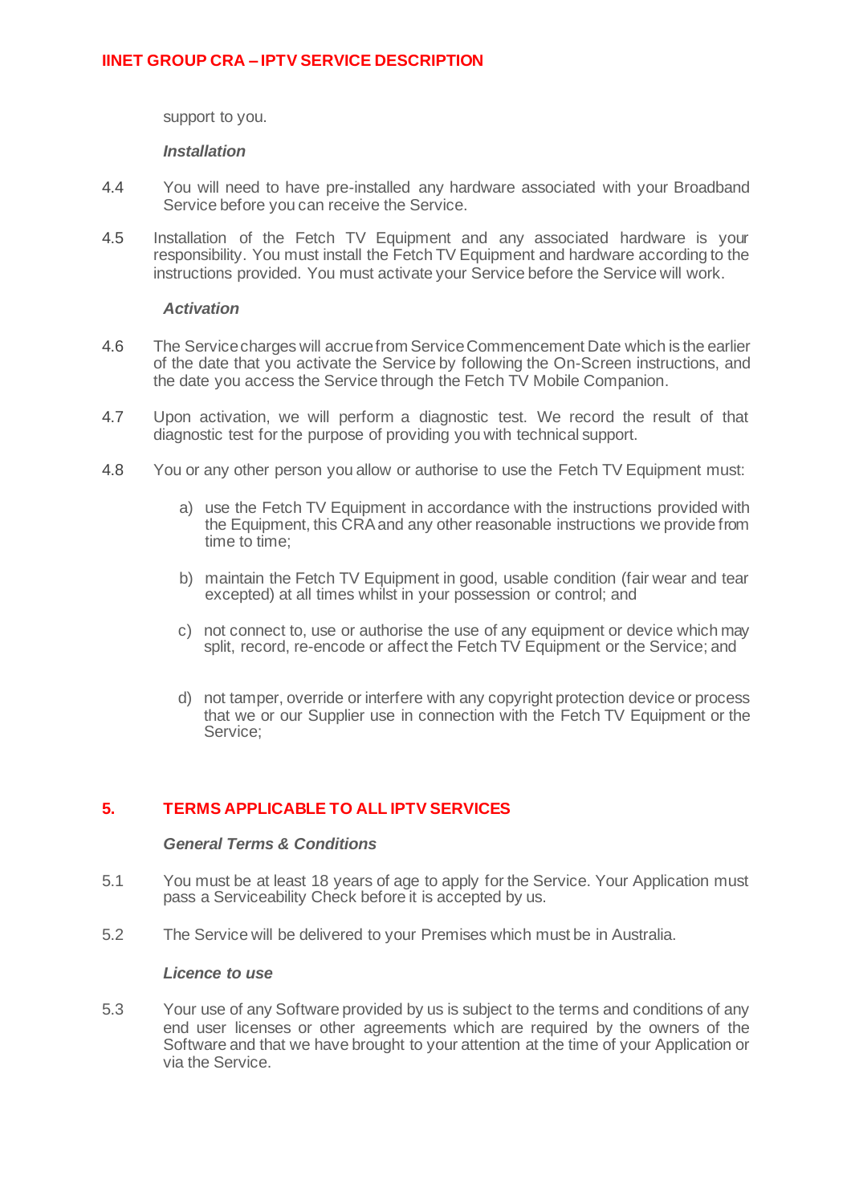support to you.

***Installation***

4.4 You will need to have pre-installed any hardware associated with your Broadband Service before you can receive the Service.

4.5 Installation of the Fetch TV Equipment and any associated hardware is your responsibility. You must install the Fetch TV Equipment and hardware according to the instructions provided. You must activate your Service before the Service will work.

***Activation***

4.6 The Service charges will accrue from Service Commencement Date which is the earlier of the date that you activate the Service by following the On-Screen instructions, and the date you access the Service through the Fetch TV Mobile Companion.

4.7 Upon activation, we will perform a diagnostic test. We record the result of that diagnostic test for the purpose of providing you with technical support.

4.8 You or any other person you allow or authorise to use the Fetch TV Equipment must:

a) use the Fetch TV Equipment in accordance with the instructions provided with the Equipment, this CRA and any other reasonable instructions we provide from time to time;

b) maintain the Fetch TV Equipment in good, usable condition (fair wear and tear excepted) at all times whilst in your possession or control; and

c) not connect to, use or authorise the use of any equipment or device which may split, record, re-encode or affect the Fetch TV Equipment or the Service; and

d) not tamper, override or interfere with any copyright protection device or process that we or our Supplier use in connection with the Fetch TV Equipment or the Service;

## 5. TERMS APPLICABLE TO ALL IPTV SERVICES

***General Terms & Conditions***

5.1 You must be at least 18 years of age to apply for the Service. Your Application must pass a Serviceability Check before it is accepted by us.

5.2 The Service will be delivered to your Premises which must be in Australia.

***Licence to use***

5.3 Your use of any Software provided by us is subject to the terms and conditions of any end user licenses or other agreements which are required by the owners of the Software and that we have brought to your attention at the time of your Application or via the Service.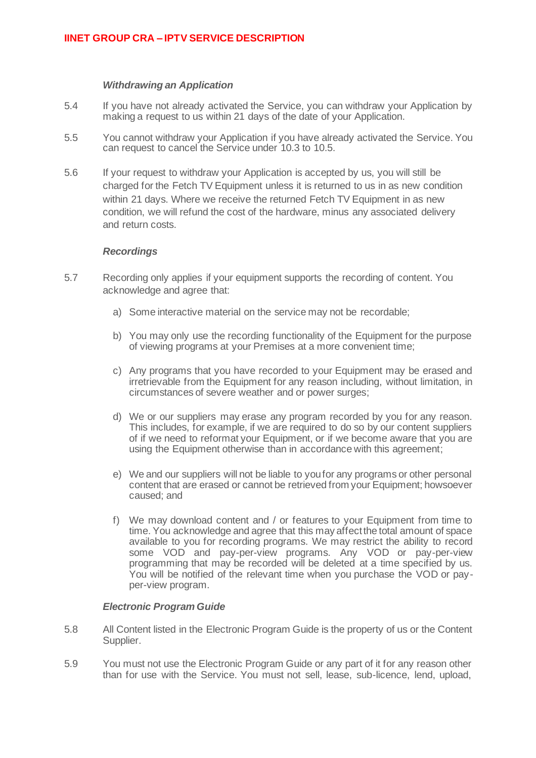### *Withdrawing an Application*

5.4 If you have not already activated the Service, you can withdraw your Application by making a request to us within 21 days of the date of your Application.

5.5 You cannot withdraw your Application if you have already activated the Service. You can request to cancel the Service under 10.3 to 10.5.

5.6 If your request to withdraw your Application is accepted by us, you will still be charged for the Fetch TV Equipment unless it is returned to us in as new condition within 21 days. Where we receive the returned Fetch TV Equipment in as new condition, we will refund the cost of the hardware, minus any associated delivery and return costs.

### *Recordings*

5.7 Recording only applies if your equipment supports the recording of content. You acknowledge and agree that:

a) Some interactive material on the service may not be recordable;

b) You may only use the recording functionality of the Equipment for the purpose of viewing programs at your Premises at a more convenient time;

c) Any programs that you have recorded to your Equipment may be erased and irretrievable from the Equipment for any reason including, without limitation, in circumstances of severe weather and or power surges;

d) We or our suppliers may erase any program recorded by you for any reason. This includes, for example, if we are required to do so by our content suppliers of if we need to reformat your Equipment, or if we become aware that you are using the Equipment otherwise than in accordance with this agreement;

e) We and our suppliers will not be liable to you for any programs or other personal content that are erased or cannot be retrieved from your Equipment; howsoever caused; and

f) We may download content and / or features to your Equipment from time to time. You acknowledge and agree that this may affect the total amount of space available to you for recording programs. We may restrict the ability to record some VOD and pay-per-view programs. Any VOD or pay-per-view programming that may be recorded will be deleted at a time specified by us. You will be notified of the relevant time when you purchase the VOD or pay-per-view program.

### *Electronic Program Guide*

5.8 All Content listed in the Electronic Program Guide is the property of us or the Content Supplier.

5.9 You must not use the Electronic Program Guide or any part of it for any reason other than for use with the Service. You must not sell, lease, sub-licence, lend, upload,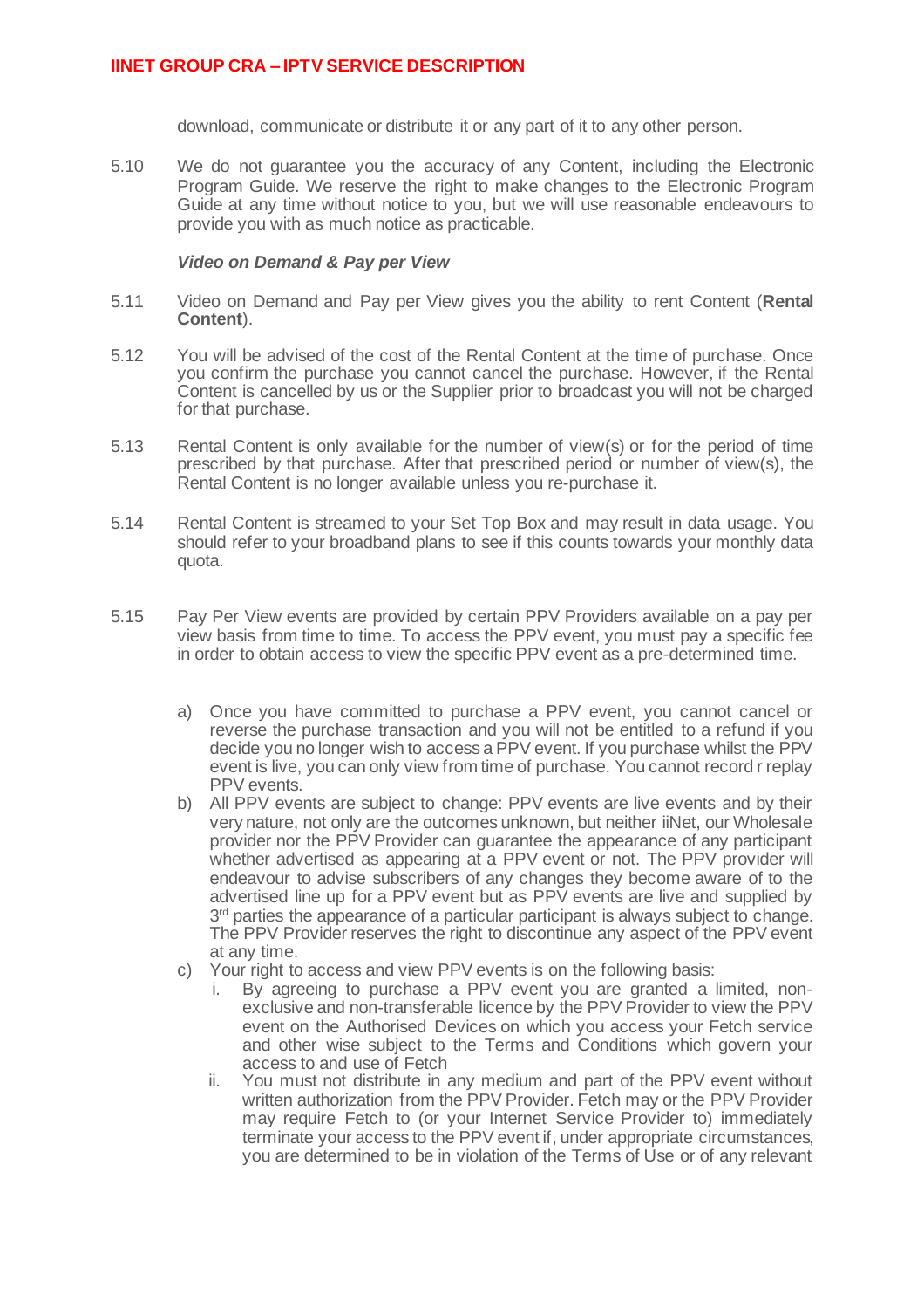download, communicate or distribute it or any part of it to any other person.

5.10 We do not guarantee you the accuracy of any Content, including the Electronic Program Guide. We reserve the right to make changes to the Electronic Program Guide at any time without notice to you, but we will use reasonable endeavours to provide you with as much notice as practicable.

***Video on Demand & Pay per View***

5.11 Video on Demand and Pay per View gives you the ability to rent Content (**Rental Content**).

5.12 You will be advised of the cost of the Rental Content at the time of purchase. Once you confirm the purchase you cannot cancel the purchase. However, if the Rental Content is cancelled by us or the Supplier prior to broadcast you will not be charged for that purchase.

5.13 Rental Content is only available for the number of view(s) or for the period of time prescribed by that purchase. After that prescribed period or number of view(s), the Rental Content is no longer available unless you re-purchase it.

5.14 Rental Content is streamed to your Set Top Box and may result in data usage. You should refer to your broadband plans to see if this counts towards your monthly data quota.

5.15 Pay Per View events are provided by certain PPV Providers available on a pay per view basis from time to time. To access the PPV event, you must pay a specific fee in order to obtain access to view the specific PPV event as a pre-determined time.

a) Once you have committed to purchase a PPV event, you cannot cancel or reverse the purchase transaction and you will not be entitled to a refund if you decide you no longer wish to access a PPV event. If you purchase whilst the PPV event is live, you can only view from time of purchase. You cannot record r replay PPV events.

b) All PPV events are subject to change: PPV events are live events and by their very nature, not only are the outcomes unknown, but neither iiNet, our Wholesale provider nor the PPV Provider can guarantee the appearance of any participant whether advertised as appearing at a PPV event or not. The PPV provider will endeavour to advise subscribers of any changes they become aware of to the advertised line up for a PPV event but as PPV events are live and supplied by 3rd parties the appearance of a particular participant is always subject to change. The PPV Provider reserves the right to discontinue any aspect of the PPV event at any time.

c) Your right to access and view PPV events is on the following basis:

   i. By agreeing to purchase a PPV event you are granted a limited, non-exclusive and non-transferable licence by the PPV Provider to view the PPV event on the Authorised Devices on which you access your Fetch service and other wise subject to the Terms and Conditions which govern your access to and use of Fetch

   ii. You must not distribute in any medium and part of the PPV event without written authorization from the PPV Provider. Fetch may or the PPV Provider may require Fetch to (or your Internet Service Provider to) immediately terminate your access to the PPV event if, under appropriate circumstances, you are determined to be in violation of the Terms of Use or of any relevant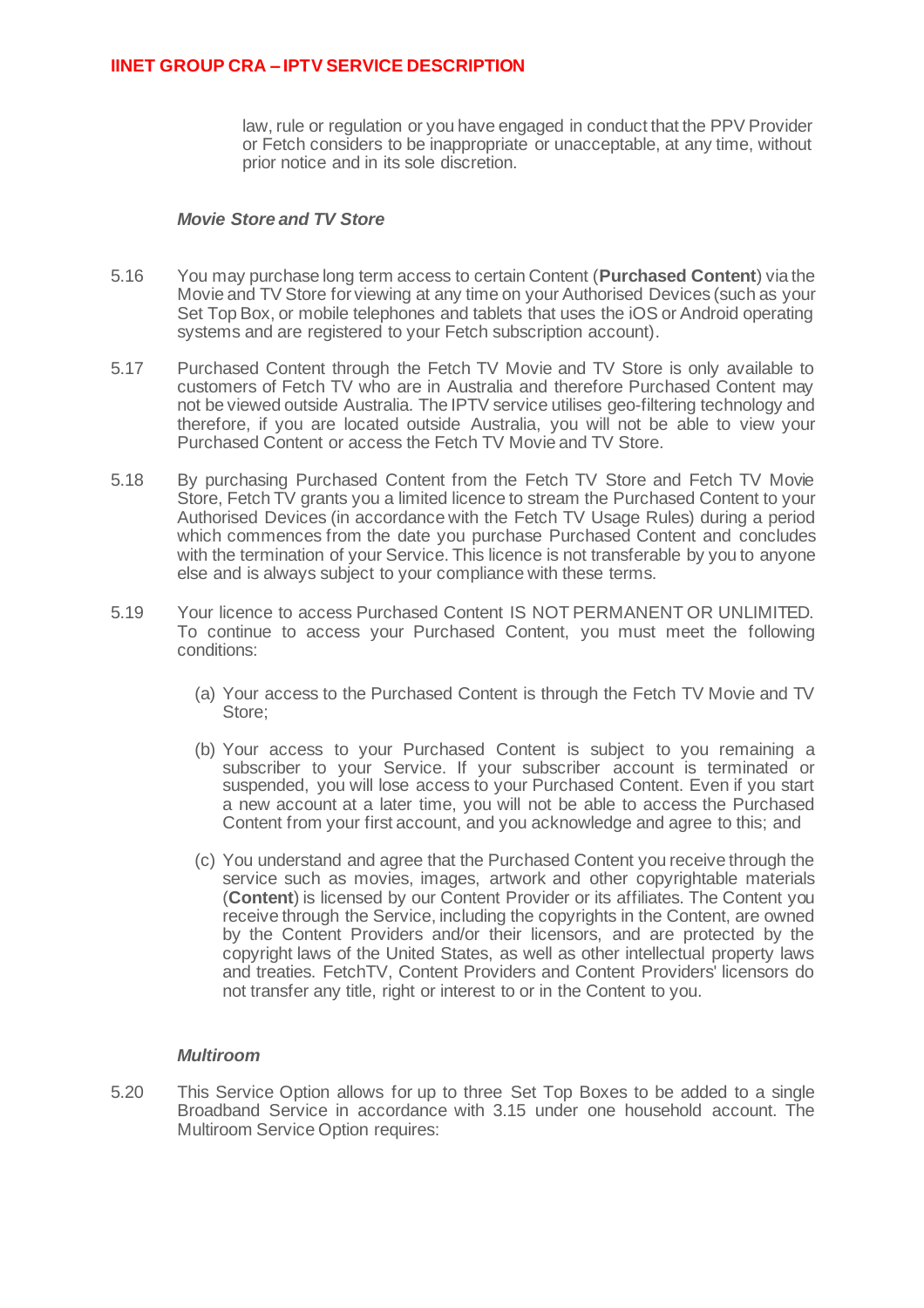law, rule or regulation or you have engaged in conduct that the PPV Provider or Fetch considers to be inappropriate or unacceptable, at any time, without prior notice and in its sole discretion.

***Movie Store and TV Store***

5.16 You may purchase long term access to certain Content (**Purchased Content**) via the Movie and TV Store for viewing at any time on your Authorised Devices (such as your Set Top Box, or mobile telephones and tablets that uses the iOS or Android operating systems and are registered to your Fetch subscription account).

5.17 Purchased Content through the Fetch TV Movie and TV Store is only available to customers of Fetch TV who are in Australia and therefore Purchased Content may not be viewed outside Australia. The IPTV service utilises geo-filtering technology and therefore, if you are located outside Australia, you will not be able to view your Purchased Content or access the Fetch TV Movie and TV Store.

5.18 By purchasing Purchased Content from the Fetch TV Store and Fetch TV Movie Store, Fetch TV grants you a limited licence to stream the Purchased Content to your Authorised Devices (in accordance with the Fetch TV Usage Rules) during a period which commences from the date you purchase Purchased Content and concludes with the termination of your Service. This licence is not transferable by you to anyone else and is always subject to your compliance with these terms.

5.19 Your licence to access Purchased Content IS NOT PERMANENT OR UNLIMITED. To continue to access your Purchased Content, you must meet the following conditions:

(a) Your access to the Purchased Content is through the Fetch TV Movie and TV Store;

(b) Your access to your Purchased Content is subject to you remaining a subscriber to your Service. If your subscriber account is terminated or suspended, you will lose access to your Purchased Content. Even if you start a new account at a later time, you will not be able to access the Purchased Content from your first account, and you acknowledge and agree to this; and

(c) You understand and agree that the Purchased Content you receive through the service such as movies, images, artwork and other copyrightable materials (**Content**) is licensed by our Content Provider or its affiliates. The Content you receive through the Service, including the copyrights in the Content, are owned by the Content Providers and/or their licensors, and are protected by the copyright laws of the United States, as well as other intellectual property laws and treaties. FetchTV, Content Providers and Content Providers' licensors do not transfer any title, right or interest to or in the Content to you.

***Multiroom***

5.20 This Service Option allows for up to three Set Top Boxes to be added to a single Broadband Service in accordance with 3.15 under one household account. The Multiroom Service Option requires: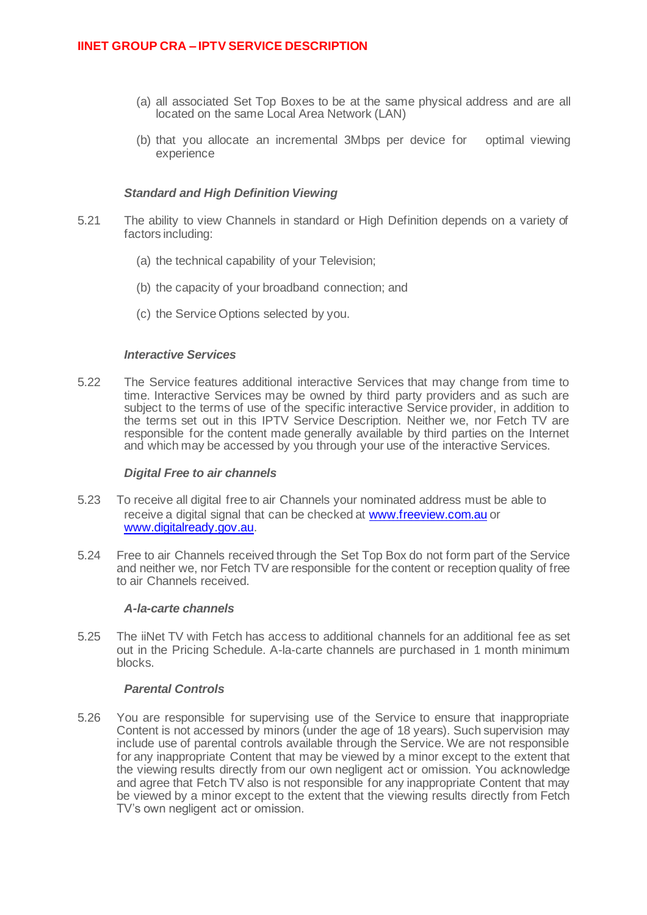(a) all associated Set Top Boxes to be at the same physical address and are all located on the same Local Area Network (LAN)

(b) that you allocate an incremental 3Mbps per device for optimal viewing experience

***Standard and High Definition Viewing***

5.21 The ability to view Channels in standard or High Definition depends on a variety of factors including:

(a) the technical capability of your Television;

(b) the capacity of your broadband connection; and

(c) the Service Options selected by you.

***Interactive Services***

5.22 The Service features additional interactive Services that may change from time to time. Interactive Services may be owned by third party providers and as such are subject to the terms of use of the specific interactive Service provider, in addition to the terms set out in this IPTV Service Description. Neither we, nor Fetch TV are responsible for the content made generally available by third parties on the Internet and which may be accessed by you through your use of the interactive Services.

***Digital Free to air channels***

5.23 To receive all digital free to air Channels your nominated address must be able to receive a digital signal that can be checked at [www.freeview.com.au](http://www.freeview.com.au) or [www.digitalready.gov.au](http://www.digitalready.gov.au).

5.24 Free to air Channels received through the Set Top Box do not form part of the Service and neither we, nor Fetch TV are responsible for the content or reception quality of free to air Channels received.

***A-la-carte channels***

5.25 The iiNet TV with Fetch has access to additional channels for an additional fee as set out in the Pricing Schedule. A-la-carte channels are purchased in 1 month minimum blocks.

***Parental Controls***

5.26 You are responsible for supervising use of the Service to ensure that inappropriate Content is not accessed by minors (under the age of 18 years). Such supervision may include use of parental controls available through the Service. We are not responsible for any inappropriate Content that may be viewed by a minor except to the extent that the viewing results directly from our own negligent act or omission. You acknowledge and agree that Fetch TV also is not responsible for any inappropriate Content that may be viewed by a minor except to the extent that the viewing results directly from Fetch TV's own negligent act or omission.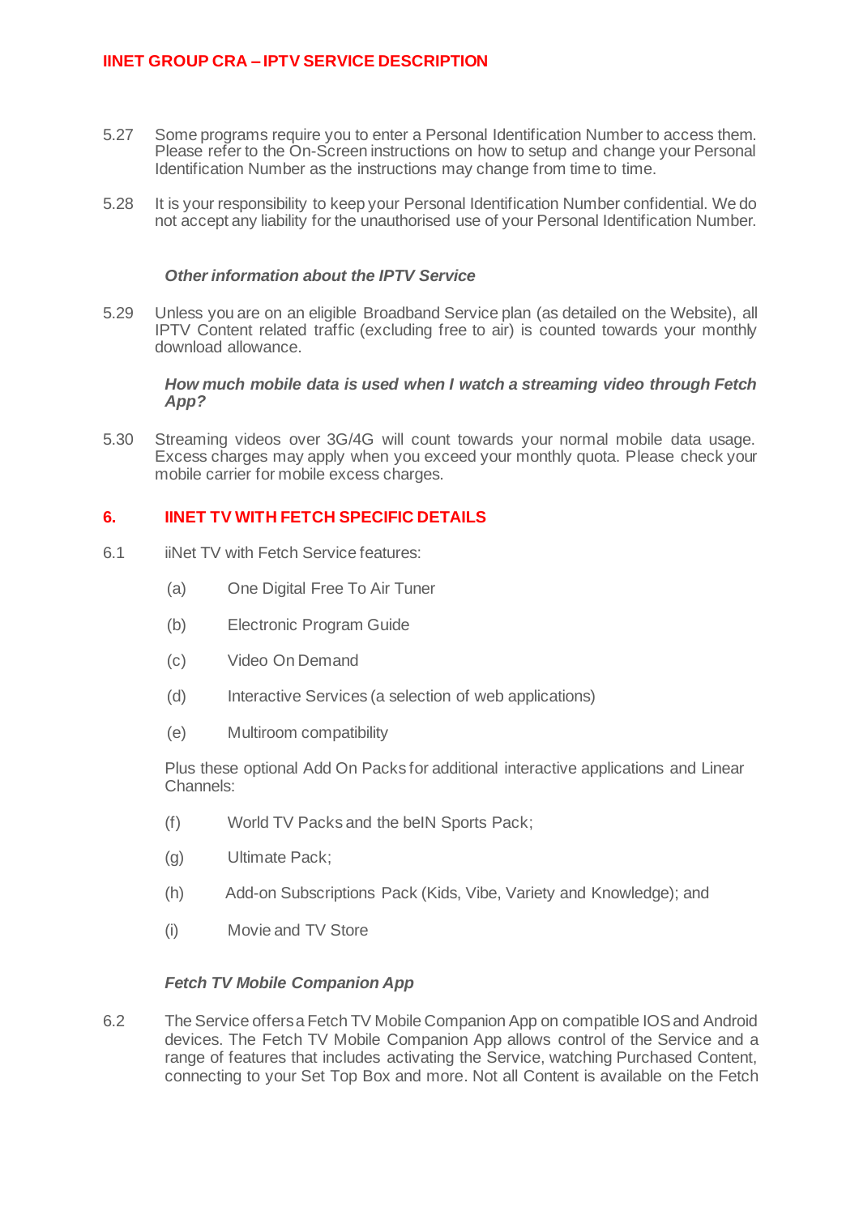5.27 Some programs require you to enter a Personal Identification Number to access them. Please refer to the On-Screen instructions on how to setup and change your Personal Identification Number as the instructions may change from time to time.

5.28 It is your responsibility to keep your Personal Identification Number confidential. We do not accept any liability for the unauthorised use of your Personal Identification Number.

***Other information about the IPTV Service***

5.29 Unless you are on an eligible Broadband Service plan (as detailed on the Website), all IPTV Content related traffic (excluding free to air) is counted towards your monthly download allowance.

***How much mobile data is used when I watch a streaming video through Fetch App?***

5.30 Streaming videos over 3G/4G will count towards your normal mobile data usage. Excess charges may apply when you exceed your monthly quota. Please check your mobile carrier for mobile excess charges.

## 6. IINET TV WITH FETCH SPECIFIC DETAILS

6.1 iiNet TV with Fetch Service features:

(a) One Digital Free To Air Tuner

(b) Electronic Program Guide

(c) Video On Demand

(d) Interactive Services (a selection of web applications)

(e) Multiroom compatibility

Plus these optional Add On Packs for additional interactive applications and Linear Channels:

(f) World TV Packs and the beIN Sports Pack;

(g) Ultimate Pack;

(h) Add-on Subscriptions Pack (Kids, Vibe, Variety and Knowledge); and

(i) Movie and TV Store

***Fetch TV Mobile Companion App***

6.2 The Service offers a Fetch TV Mobile Companion App on compatible IOS and Android devices. The Fetch TV Mobile Companion App allows control of the Service and a range of features that includes activating the Service, watching Purchased Content, connecting to your Set Top Box and more. Not all Content is available on the Fetch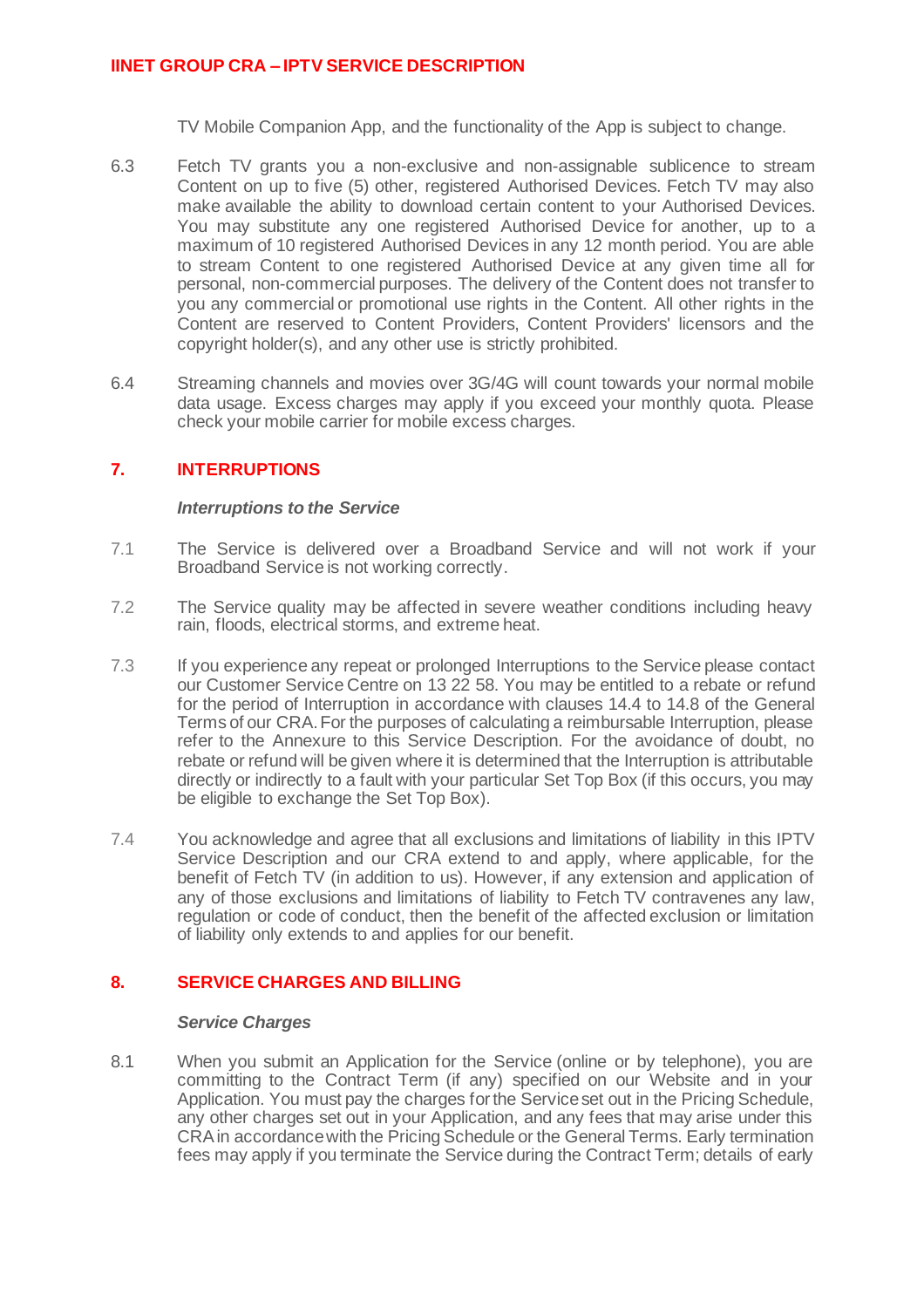TV Mobile Companion App, and the functionality of the App is subject to change.

6.3 Fetch TV grants you a non-exclusive and non-assignable sublicence to stream Content on up to five (5) other, registered Authorised Devices. Fetch TV may also make available the ability to download certain content to your Authorised Devices. You may substitute any one registered Authorised Device for another, up to a maximum of 10 registered Authorised Devices in any 12 month period. You are able to stream Content to one registered Authorised Device at any given time all for personal, non-commercial purposes. The delivery of the Content does not transfer to you any commercial or promotional use rights in the Content. All other rights in the Content are reserved to Content Providers, Content Providers' licensors and the copyright holder(s), and any other use is strictly prohibited.

6.4 Streaming channels and movies over 3G/4G will count towards your normal mobile data usage. Excess charges may apply if you exceed your monthly quota. Please check your mobile carrier for mobile excess charges.

## 7. INTERRUPTIONS

***Interruptions to the Service***

7.1 The Service is delivered over a Broadband Service and will not work if your Broadband Service is not working correctly.

7.2 The Service quality may be affected in severe weather conditions including heavy rain, floods, electrical storms, and extreme heat.

7.3 If you experience any repeat or prolonged Interruptions to the Service please contact our Customer Service Centre on 13 22 58. You may be entitled to a rebate or refund for the period of Interruption in accordance with clauses 14.4 to 14.8 of the General Terms of our CRA. For the purposes of calculating a reimbursable Interruption, please refer to the Annexure to this Service Description. For the avoidance of doubt, no rebate or refund will be given where it is determined that the Interruption is attributable directly or indirectly to a fault with your particular Set Top Box (if this occurs, you may be eligible to exchange the Set Top Box).

7.4 You acknowledge and agree that all exclusions and limitations of liability in this IPTV Service Description and our CRA extend to and apply, where applicable, for the benefit of Fetch TV (in addition to us). However, if any extension and application of any of those exclusions and limitations of liability to Fetch TV contravenes any law, regulation or code of conduct, then the benefit of the affected exclusion or limitation of liability only extends to and applies for our benefit.

## 8. SERVICE CHARGES AND BILLING

***Service Charges***

8.1 When you submit an Application for the Service (online or by telephone), you are committing to the Contract Term (if any) specified on our Website and in your Application. You must pay the charges for the Service set out in the Pricing Schedule, any other charges set out in your Application, and any fees that may arise under this CRA in accordance with the Pricing Schedule or the General Terms. Early termination fees may apply if you terminate the Service during the Contract Term; details of early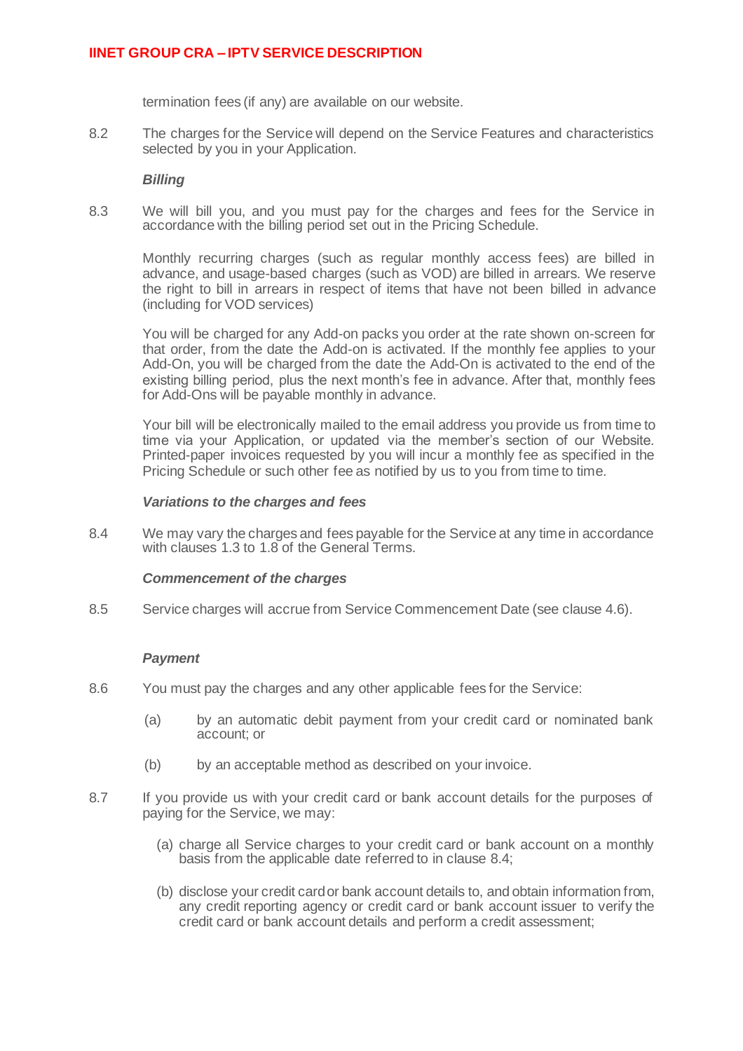termination fees (if any) are available on our website.

8.2 The charges for the Service will depend on the Service Features and characteristics selected by you in your Application.

***Billing***

8.3 We will bill you, and you must pay for the charges and fees for the Service in accordance with the billing period set out in the Pricing Schedule.

Monthly recurring charges (such as regular monthly access fees) are billed in advance, and usage-based charges (such as VOD) are billed in arrears. We reserve the right to bill in arrears in respect of items that have not been billed in advance (including for VOD services)

You will be charged for any Add-on packs you order at the rate shown on-screen for that order, from the date the Add-on is activated. If the monthly fee applies to your Add-On, you will be charged from the date the Add-On is activated to the end of the existing billing period, plus the next month's fee in advance. After that, monthly fees for Add-Ons will be payable monthly in advance.

Your bill will be electronically mailed to the email address you provide us from time to time via your Application, or updated via the member's section of our Website. Printed-paper invoices requested by you will incur a monthly fee as specified in the Pricing Schedule or such other fee as notified by us to you from time to time.

***Variations to the charges and fees***

8.4 We may vary the charges and fees payable for the Service at any time in accordance with clauses 1.3 to 1.8 of the General Terms.

***Commencement of the charges***

8.5 Service charges will accrue from Service Commencement Date (see clause 4.6).

***Payment***

8.6 You must pay the charges and any other applicable fees for the Service:

(a) by an automatic debit payment from your credit card or nominated bank account; or

(b) by an acceptable method as described on your invoice.

8.7 If you provide us with your credit card or bank account details for the purposes of paying for the Service, we may:

(a) charge all Service charges to your credit card or bank account on a monthly basis from the applicable date referred to in clause 8.4;

(b) disclose your credit card or bank account details to, and obtain information from, any credit reporting agency or credit card or bank account issuer to verify the credit card or bank account details and perform a credit assessment;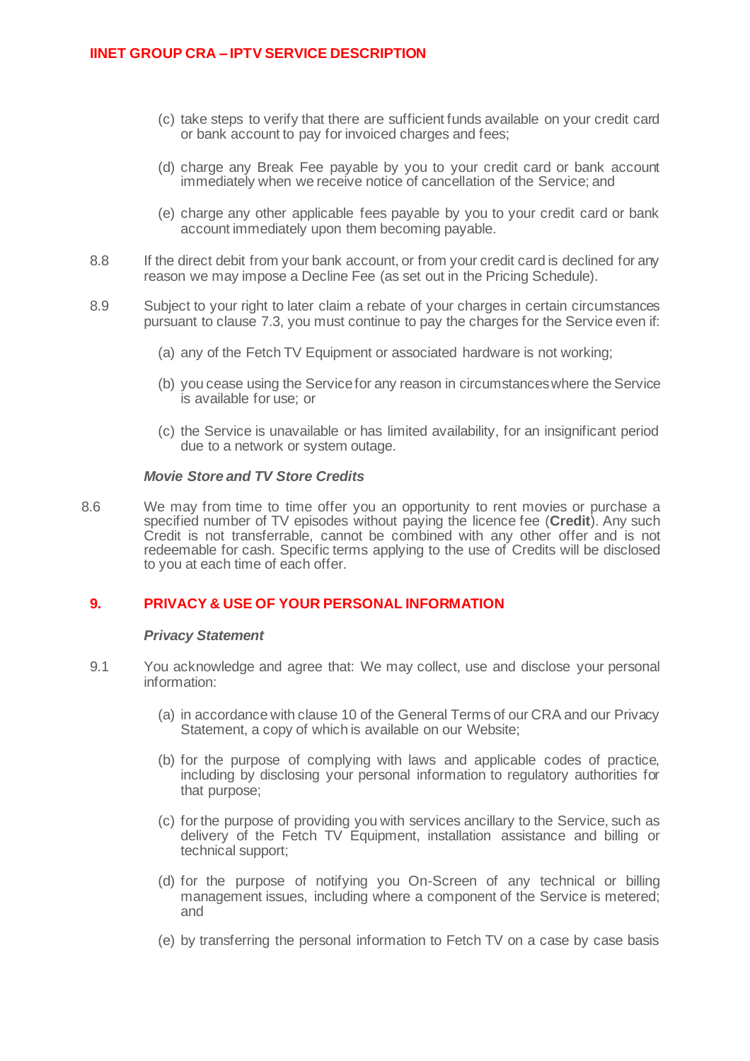(c) take steps to verify that there are sufficient funds available on your credit card or bank account to pay for invoiced charges and fees;

(d) charge any Break Fee payable by you to your credit card or bank account immediately when we receive notice of cancellation of the Service; and

(e) charge any other applicable fees payable by you to your credit card or bank account immediately upon them becoming payable.

8.8 If the direct debit from your bank account, or from your credit card is declined for any reason we may impose a Decline Fee (as set out in the Pricing Schedule).

8.9 Subject to your right to later claim a rebate of your charges in certain circumstances pursuant to clause 7.3, you must continue to pay the charges for the Service even if:

(a) any of the Fetch TV Equipment or associated hardware is not working;

(b) you cease using the Service for any reason in circumstances where the Service is available for use; or

(c) the Service is unavailable or has limited availability, for an insignificant period due to a network or system outage.

***Movie Store and TV Store Credits***

8.6 We may from time to time offer you an opportunity to rent movies or purchase a specified number of TV episodes without paying the licence fee (**Credit**). Any such Credit is not transferrable, cannot be combined with any other offer and is not redeemable for cash. Specific terms applying to the use of Credits will be disclosed to you at each time of each offer.

## 9. PRIVACY & USE OF YOUR PERSONAL INFORMATION

***Privacy Statement***

9.1 You acknowledge and agree that: We may collect, use and disclose your personal information:

(a) in accordance with clause 10 of the General Terms of our CRA and our Privacy Statement, a copy of which is available on our Website;

(b) for the purpose of complying with laws and applicable codes of practice, including by disclosing your personal information to regulatory authorities for that purpose;

(c) for the purpose of providing you with services ancillary to the Service, such as delivery of the Fetch TV Equipment, installation assistance and billing or technical support;

(d) for the purpose of notifying you On-Screen of any technical or billing management issues, including where a component of the Service is metered; and

(e) by transferring the personal information to Fetch TV on a case by case basis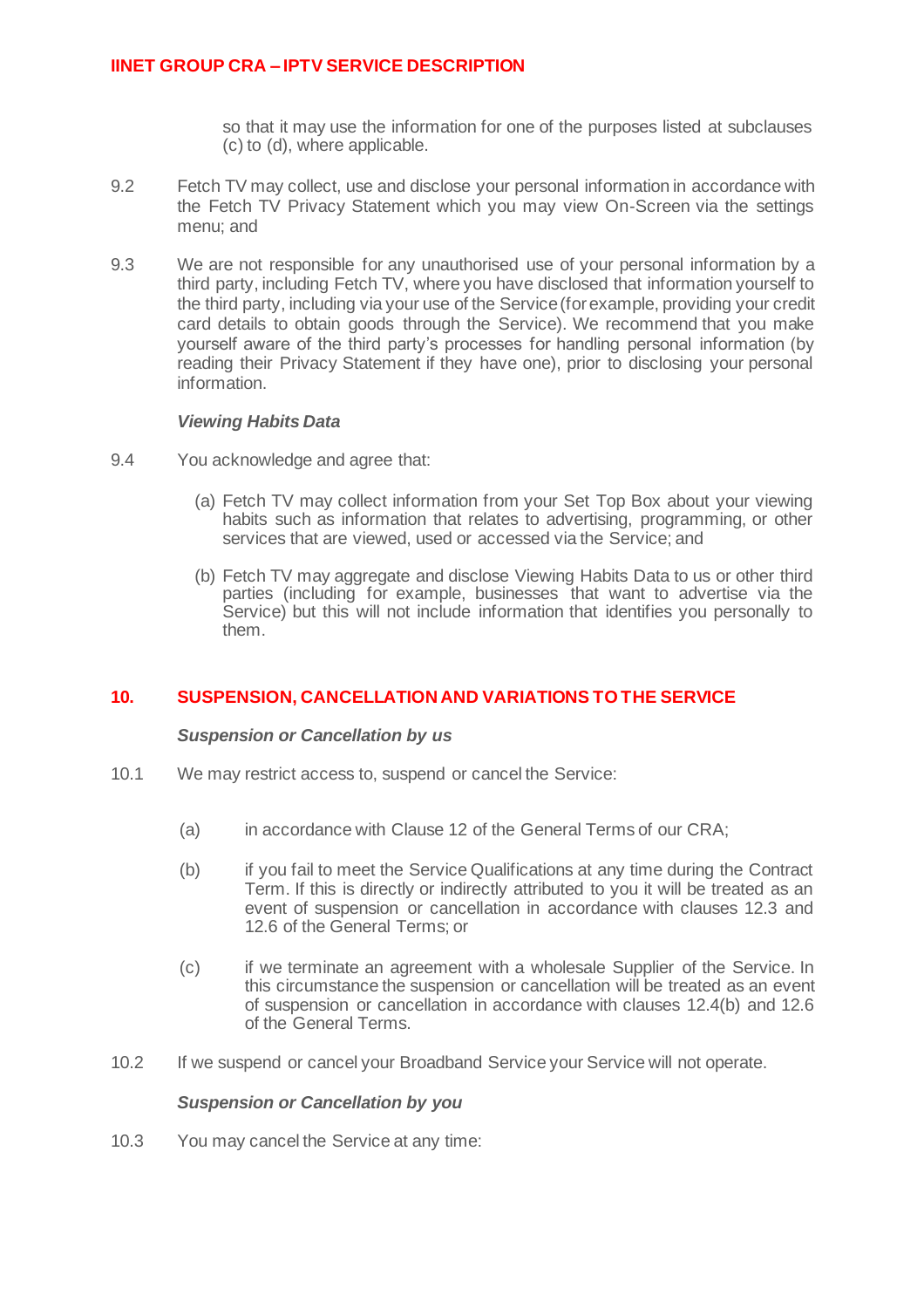so that it may use the information for one of the purposes listed at subclauses (c) to (d), where applicable.

9.2 Fetch TV may collect, use and disclose your personal information in accordance with the Fetch TV Privacy Statement which you may view On-Screen via the settings menu; and

9.3 We are not responsible for any unauthorised use of your personal information by a third party, including Fetch TV, where you have disclosed that information yourself to the third party, including via your use of the Service (for example, providing your credit card details to obtain goods through the Service). We recommend that you make yourself aware of the third party's processes for handling personal information (by reading their Privacy Statement if they have one), prior to disclosing your personal information.

***Viewing Habits Data***

9.4 You acknowledge and agree that:

(a) Fetch TV may collect information from your Set Top Box about your viewing habits such as information that relates to advertising, programming, or other services that are viewed, used or accessed via the Service; and

(b) Fetch TV may aggregate and disclose Viewing Habits Data to us or other third parties (including for example, businesses that want to advertise via the Service) but this will not include information that identifies you personally to them.

## 10. SUSPENSION, CANCELLATION AND VARIATIONS TO THE SERVICE

***Suspension or Cancellation by us***

10.1 We may restrict access to, suspend or cancel the Service:

(a) in accordance with Clause 12 of the General Terms of our CRA;

(b) if you fail to meet the Service Qualifications at any time during the Contract Term. If this is directly or indirectly attributed to you it will be treated as an event of suspension or cancellation in accordance with clauses 12.3 and 12.6 of the General Terms; or

(c) if we terminate an agreement with a wholesale Supplier of the Service. In this circumstance the suspension or cancellation will be treated as an event of suspension or cancellation in accordance with clauses 12.4(b) and 12.6 of the General Terms.

10.2 If we suspend or cancel your Broadband Service your Service will not operate.

***Suspension or Cancellation by you***

10.3 You may cancel the Service at any time: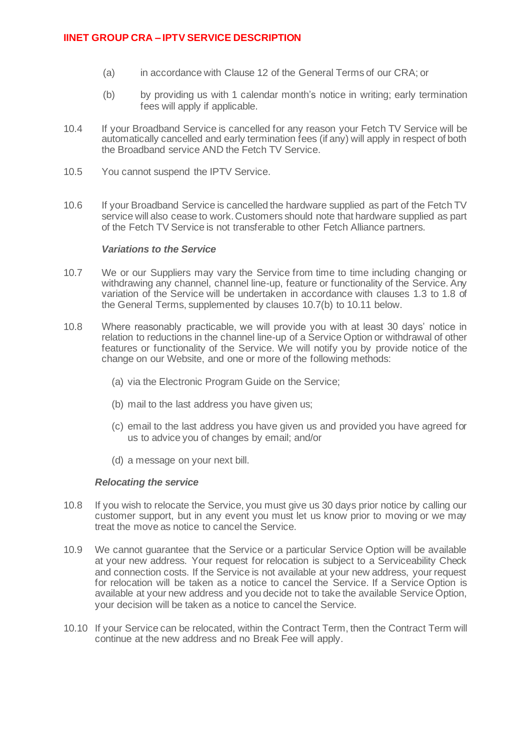(a) in accordance with Clause 12 of the General Terms of our CRA; or

(b) by providing us with 1 calendar month's notice in writing; early termination fees will apply if applicable.

10.4 If your Broadband Service is cancelled for any reason your Fetch TV Service will be automatically cancelled and early termination fees (if any) will apply in respect of both the Broadband service AND the Fetch TV Service.

10.5 You cannot suspend the IPTV Service.

10.6 If your Broadband Service is cancelled the hardware supplied as part of the Fetch TV service will also cease to work. Customers should note that hardware supplied as part of the Fetch TV Service is not transferable to other Fetch Alliance partners.

***Variations to the Service***

10.7 We or our Suppliers may vary the Service from time to time including changing or withdrawing any channel, channel line-up, feature or functionality of the Service. Any variation of the Service will be undertaken in accordance with clauses 1.3 to 1.8 of the General Terms, supplemented by clauses 10.7(b) to 10.11 below.

10.8 Where reasonably practicable, we will provide you with at least 30 days' notice in relation to reductions in the channel line-up of a Service Option or withdrawal of other features or functionality of the Service. We will notify you by provide notice of the change on our Website, and one or more of the following methods:

(a) via the Electronic Program Guide on the Service;

(b) mail to the last address you have given us;

(c) email to the last address you have given us and provided you have agreed for us to advice you of changes by email; and/or

(d) a message on your next bill.

***Relocating the service***

10.8 If you wish to relocate the Service, you must give us 30 days prior notice by calling our customer support, but in any event you must let us know prior to moving or we may treat the move as notice to cancel the Service.

10.9 We cannot guarantee that the Service or a particular Service Option will be available at your new address. Your request for relocation is subject to a Serviceability Check and connection costs. If the Service is not available at your new address, your request for relocation will be taken as a notice to cancel the Service. If a Service Option is available at your new address and you decide not to take the available Service Option, your decision will be taken as a notice to cancel the Service.

10.10 If your Service can be relocated, within the Contract Term, then the Contract Term will continue at the new address and no Break Fee will apply.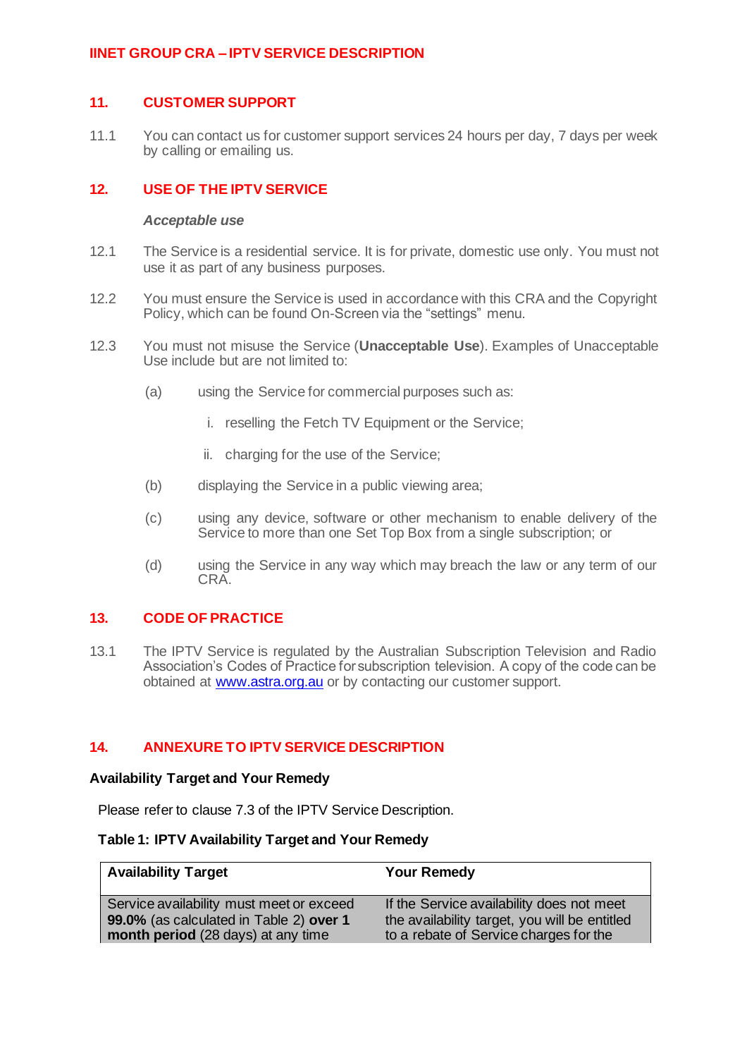## 11. CUSTOMER SUPPORT

11.1 You can contact us for customer support services 24 hours per day, 7 days per week by calling or emailing us.

## 12. USE OF THE IPTV SERVICE

***Acceptable use***

12.1 The Service is a residential service. It is for private, domestic use only. You must not use it as part of any business purposes.

12.2 You must ensure the Service is used in accordance with this CRA and the Copyright Policy, which can be found On-Screen via the "settings" menu.

12.3 You must not misuse the Service (**Unacceptable Use**). Examples of Unacceptable Use include but are not limited to:

(a) using the Service for commercial purposes such as:

i. reselling the Fetch TV Equipment or the Service;

ii. charging for the use of the Service;

(b) displaying the Service in a public viewing area;

(c) using any device, software or other mechanism to enable delivery of the Service to more than one Set Top Box from a single subscription; or

(d) using the Service in any way which may breach the law or any term of our CRA.

## 13. CODE OF PRACTICE

13.1 The IPTV Service is regulated by the Australian Subscription Television and Radio Association's Codes of Practice for subscription television. A copy of the code can be obtained at www.astra.org.au or by contacting our customer support.

## 14. ANNEXURE TO IPTV SERVICE DESCRIPTION

**Availability Target and Your Remedy**

Please refer to clause 7.3 of the IPTV Service Description.

**Table 1: IPTV Availability Target and Your Remedy**

| Availability Target | Your Remedy |
|---|---|
| Service availability must meet or exceed **99.0%** (as calculated in Table 2) **over 1 month period** (28 days) at any time | If the Service availability does not meet the availability target, you will be entitled to a rebate of Service charges for the |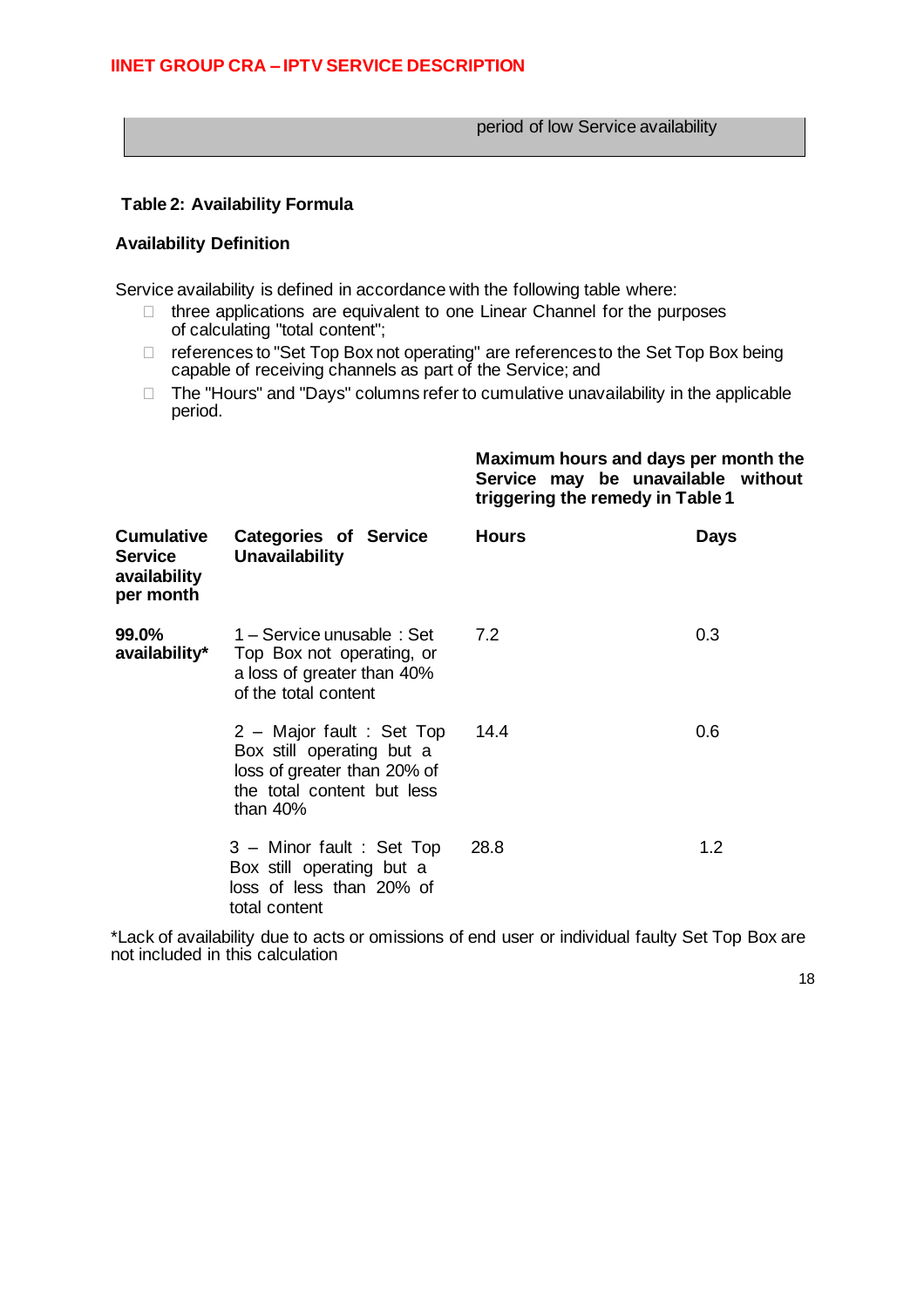| | period of low Service availability |
|---|---|

**Table 2: Availability Formula**

**Availability Definition**

Service availability is defined in accordance with the following table where:

- three applications are equivalent to one Linear Channel for the purposes of calculating "total content";
- references to "Set Top Box not operating" are references to the Set Top Box being capable of receiving channels as part of the Service; and
- The "Hours" and "Days" columns refer to cumulative unavailability in the applicable period.

| | | **Maximum hours and days per month the Service may be unavailable without triggering the remedy in Table 1** | |
|---|---|---|---|
| **Cumulative Service availability per month** | **Categories of Service Unavailability** | **Hours** | **Days** |
| **99.0% availability*** | 1 – Service unusable : Set Top Box not operating, or a loss of greater than 40% of the total content | 7.2 | 0.3 |
| | 2 – Major fault : Set Top Box still operating but a loss of greater than 20% of the total content but less than 40% | 14.4 | 0.6 |
| | 3 – Minor fault : Set Top Box still operating but a loss of less than 20% of total content | 28.8 | 1.2 |

*Lack of availability due to acts or omissions of end user or individual faulty Set Top Box are not included in this calculation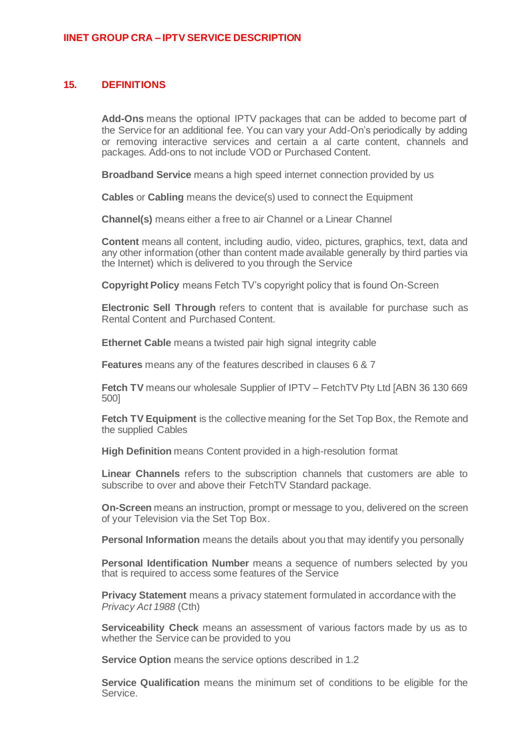## 15. DEFINITIONS

**Add-Ons** means the optional IPTV packages that can be added to become part of the Service for an additional fee. You can vary your Add-On's periodically by adding or removing interactive services and certain a al carte content, channels and packages. Add-ons to not include VOD or Purchased Content.

**Broadband Service** means a high speed internet connection provided by us

**Cables** or **Cabling** means the device(s) used to connect the Equipment

**Channel(s)** means either a free to air Channel or a Linear Channel

**Content** means all content, including audio, video, pictures, graphics, text, data and any other information (other than content made available generally by third parties via the Internet) which is delivered to you through the Service

**Copyright Policy** means Fetch TV's copyright policy that is found On-Screen

**Electronic Sell Through** refers to content that is available for purchase such as Rental Content and Purchased Content.

**Ethernet Cable** means a twisted pair high signal integrity cable

**Features** means any of the features described in clauses 6 & 7

**Fetch TV** means our wholesale Supplier of IPTV – FetchTV Pty Ltd [ABN 36 130 669 500]

**Fetch TV Equipment** is the collective meaning for the Set Top Box, the Remote and the supplied Cables

**High Definition** means Content provided in a high-resolution format

**Linear Channels** refers to the subscription channels that customers are able to subscribe to over and above their FetchTV Standard package.

**On-Screen** means an instruction, prompt or message to you, delivered on the screen of your Television via the Set Top Box.

**Personal Information** means the details about you that may identify you personally

**Personal Identification Number** means a sequence of numbers selected by you that is required to access some features of the Service

**Privacy Statement** means a privacy statement formulated in accordance with the *Privacy Act 1988* (Cth)

**Serviceability Check** means an assessment of various factors made by us as to whether the Service can be provided to you

**Service Option** means the service options described in 1.2

**Service Qualification** means the minimum set of conditions to be eligible for the Service.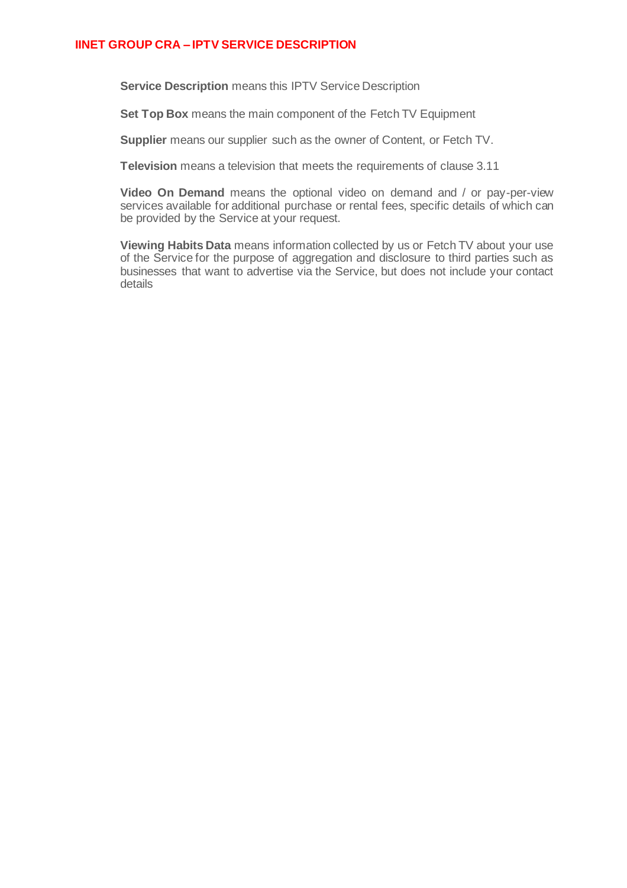**Service Description** means this IPTV Service Description

**Set Top Box** means the main component of the Fetch TV Equipment

**Supplier** means our supplier such as the owner of Content, or Fetch TV.

**Television** means a television that meets the requirements of clause 3.11

**Video On Demand** means the optional video on demand and / or pay-per-view services available for additional purchase or rental fees, specific details of which can be provided by the Service at your request.

**Viewing Habits Data** means information collected by us or Fetch TV about your use of the Service for the purpose of aggregation and disclosure to third parties such as businesses that want to advertise via the Service, but does not include your contact details